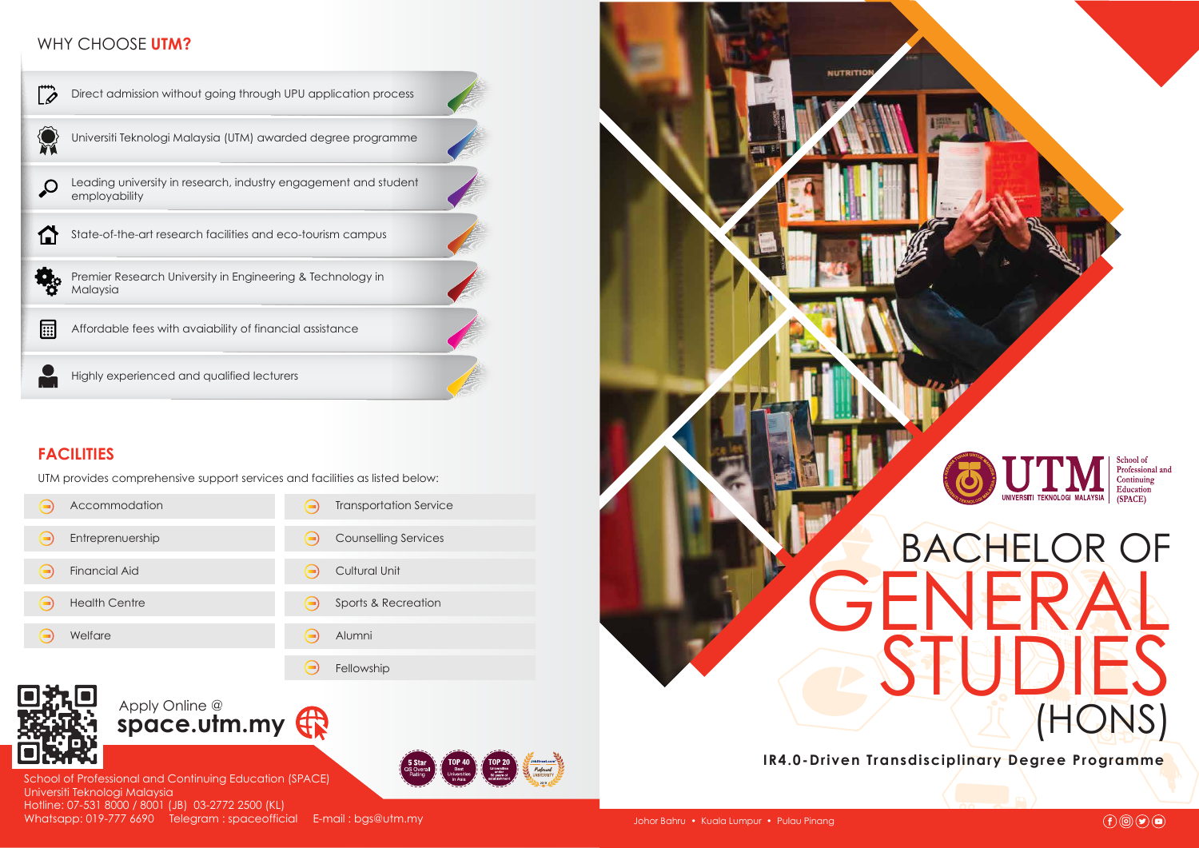## WHY CHOOSE **UTM?**

- Direct admission without going through UPU application process
- Universiti Teknologi Malaysia (UTM) awarded degree programme
- Leading university in research, industry engagement and student employability
- State-of-the-art research facilities and eco-tourism campus
- Premier Research University in Engineering & Technology in Malaysia
- Affordable fees with avaiability of financial assistance
- Highly experienced and qualified lecturers

## FACILITIES

UTM provides comprehensive support services and facilities as listed below:

- Accommodation
- Entreprenuership
- Financial Aid
- Health Centre
- Welfare
- Transportation Service
- Counselling Services
- Cultural Unit
- Sports & Recreation
- Alumni
- Fellowship

Apply Online @
**space.utm.my**

School of Professional and Continuing Education (SPACE)
Universiti Teknologi Malaysia
Hotline: 07-531 8000 / 8001 (JB) 03-2772 2500 (KL)
Whatsapp: 019-777 6690 Telegram : spaceofficial E-mail : bgs@utm.my

5 Star QS Overall Rating | TOP 40 Best Universities in Asia | TOP 20 Universities under 50 years of establishment | Preferred University

UTM UNIVERSITI TEKNOLOGI MALAYSIA
School of Professional and Continuing Education (SPACE)

# BACHELOR OF GENERAL STUDIES (HONS)

**IR4.0-Driven Transdisciplinary Degree Programme**

Johor Bahru • Kuala Lumpur • Pulau Pinang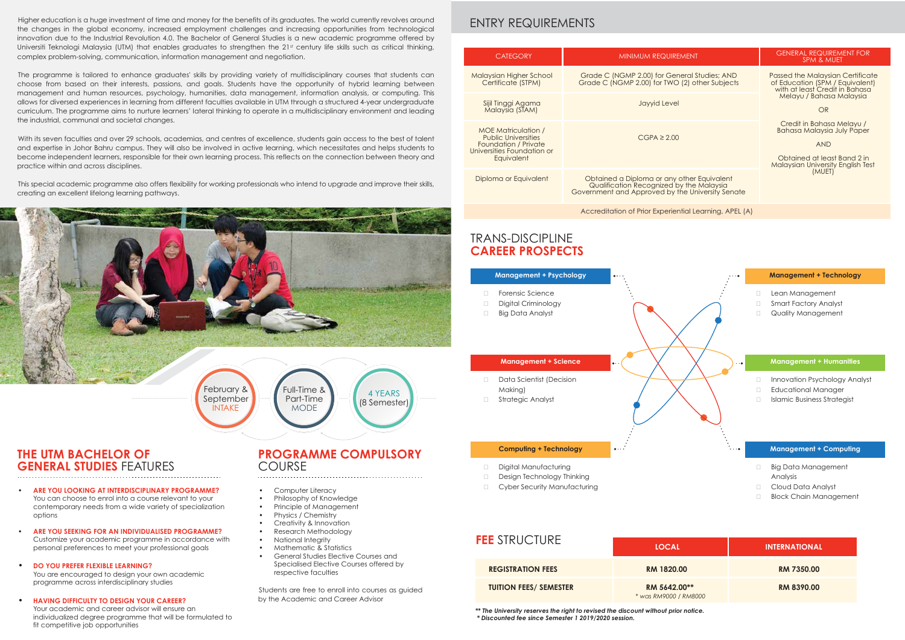Higher education is a huge investment of time and money for the benefits of its graduates. The world currently revolves around the changes in the global economy, increased employment challenges and increasing opportunities from technological innovation due to the Industrial Revolution 4.0. The Bachelor of General Studies is a new academic programme offered by Universiti Teknologi Malaysia (UTM) that enables graduates to strengthen the 21st century life skills such as critical thinking, complex problem-solving, communication, information management and negotiation.

The programme is tailored to enhance graduates' skills by providing variety of multidisciplinary courses that students can choose from based on their interests, passions, and goals. Students have the opportunity of hybrid learning between management and human resources, psychology, humanities, data management, information analysis, or computing. This allows for diversed experiences in learning from different faculties available in UTM through a structured 4-year undergraduate curriculum. The programme aims to nurture learners' lateral thinking to operate in a multidisciplinary environment and leading the industrial, communal and societal changes.

With its seven faculties and over 29 schools, academias, and centres of excellence, students gain access to the best of talent and expertise in Johor Bahru campus. They will also be involved in active learning, which necessitates and helps students to become independent learners, responsible for their own learning process. This reflects on the connection between theory and practice within and across disciplines.

This special academic programme also offers flexibility for working professionals who intend to upgrade their skills, creating an excellent lifelong learning pathways.

February & September INTAKE

Full-Time & Part-Time MODE

4 YEARS (8 Semester)

## THE UTM BACHELOR OF GENERAL STUDIES FEATURES

- **ARE YOU LOOKING AT INTERDISCIPLINARY PROGRAMME?**
  You can choose to enrol into a course relevant to your contemporary needs from a wide variety of specialization options
- **ARE YOU SEEKING FOR AN INDIVIDUALISED PROGRAMME?**
  Customize your academic programme in accordance with personal preferences to meet your professional goals
- **DO YOU PREFER FLEXIBLE LEARNING?**
  You are encouraged to design your own academic programme across interdisciplinary studies
- **HAVING DIFFICULTY TO DESIGN YOUR CAREER?**
  Your academic and career advisor will ensure an individualized degree programme that will be formulated to fit competitive job opportunities

## PROGRAMME COMPULSORY COURSE

- Computer Literacy
- Philosophy of Knowledge
- Principle of Management
- Physics / Chemistry
- Creativity & Innovation
- Research Methodology
- National Integrity
- Mathematic & Statistics
- General Studies Elective Courses and Specialised Elective Courses offered by respective faculties

Students are free to enroll into courses as guided by the Academic and Career Advisor

## ENTRY REQUIREMENTS

| CATEGORY | MINIMUM REQUIREMENT | GENERAL REQUIREMENT FOR SPM & MUET |
|---|---|---|
| Malaysian Higher School Certificate (STPM) | Grade C (NGMP 2.00) for General Studies; AND Grade C (NGMP 2.00) for TWO (2) other Subjects | Passed the Malaysian Certificate of Education (SPM / Equivalent) with at least Credit in Bahasa Melayu / Bahasa Malaysia<br>OR<br>Credit in Bahasa Melayu / Bahasa Malaysia July Paper<br>AND<br>Obtained at least Band 2 in Malaysian University English Test (MUET) |
| Sijil Tinggi Agama Malaysia (STAM) | Jayyid Level | |
| MOE Matriculation / Public Universities Foundation / Private Universities Foundation or Equivalent | CGPA ≥ 2.00 | |
| Diploma or Equivalent | Obtained a Diploma or any other Equivalent Qualification Recognized by the Malaysia Government and Approved by the University Senate | |
| Accreditation of Prior Experiential Learning, APEL (A) | | |

## TRANS-DISCIPLINE CAREER PROSPECTS

**Management + Psychology**
- Forensic Science
- Digital Criminology
- Big Data Analyst

**Management + Technology**
- Lean Management
- Smart Factory Analyst
- Quality Management

**Management + Science**
- Data Scientist (Decision Making)
- Strategic Analyst

**Management + Humanities**
- Innovation Psychology Analyst
- Educational Manager
- Islamic Business Strategist

**Computing + Technology**
- Digital Manufacturing
- Design Technology Thinking
- Cyber Security Manufacturing

**Management + Computing**
- Big Data Management Analysis
- Cloud Data Analyst
- Block Chain Management

## FEE STRUCTURE

| | LOCAL | INTERNATIONAL |
|---|---|---|
| REGISTRATION FEES | RM 1820.00 | RM 7350.00 |
| TUITION FEES/ SEMESTER | RM 5642.00**<br>* was RM9000 / RM8000 | RM 8390.00 |

*** The University reserves the right to revised the discount without prior notice.*
** Discounted fee since Semester 1 2019/2020 session.*